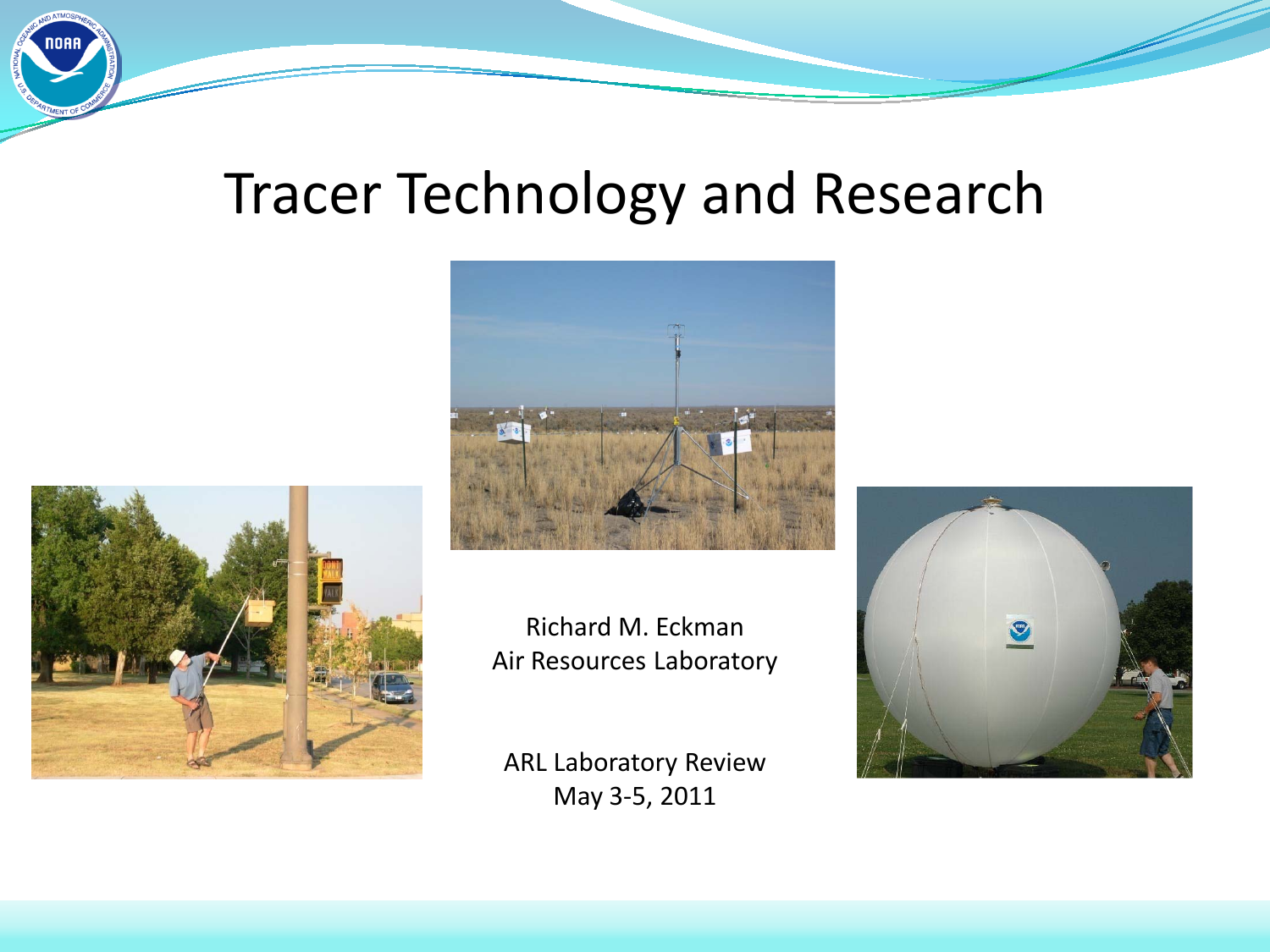# Tracer Technology and Research

Richard M. Eckman
Air Resources Laboratory

ARL Laboratory Review
May 3-5, 2011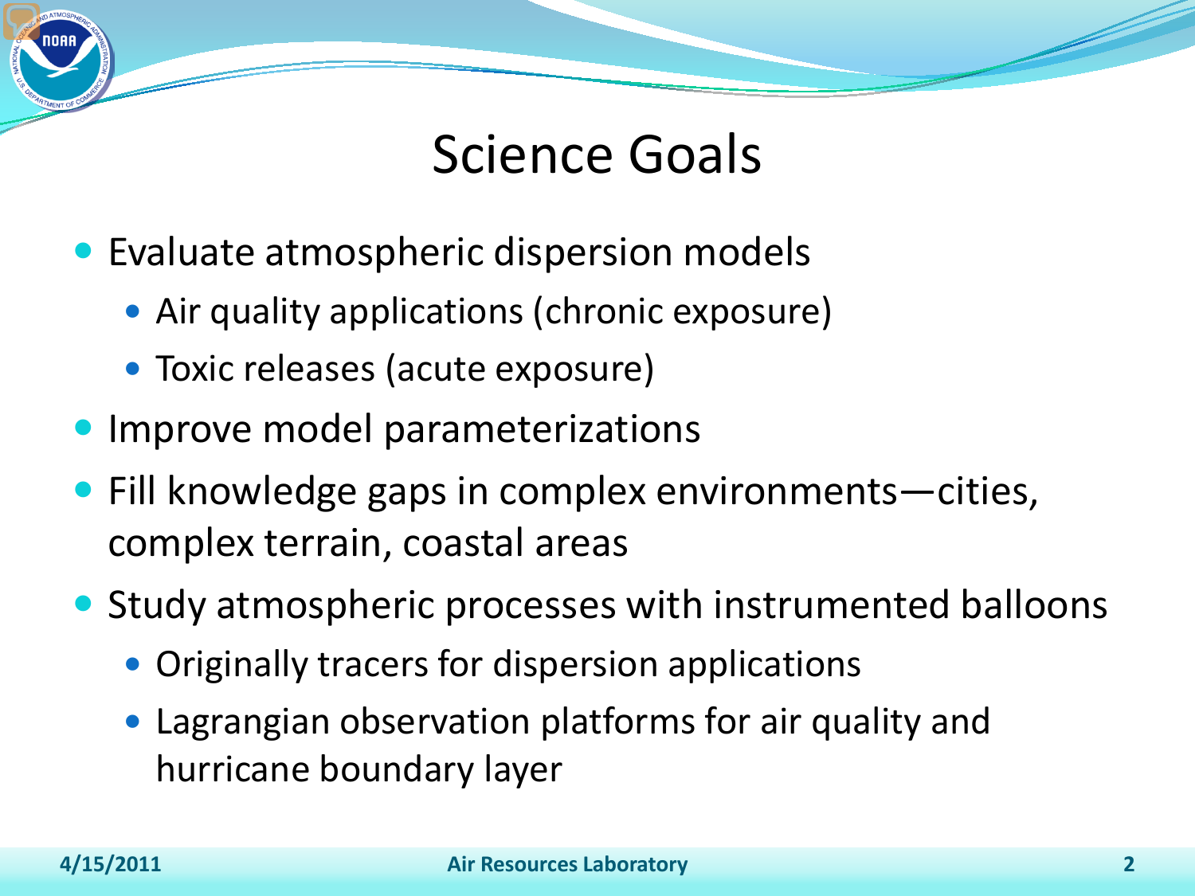# Science Goals

- Evaluate atmospheric dispersion models
  - Air quality applications (chronic exposure)
  - Toxic releases (acute exposure)
- Improve model parameterizations
- Fill knowledge gaps in complex environments—cities, complex terrain, coastal areas
- Study atmospheric processes with instrumented balloons
  - Originally tracers for dispersion applications
  - Lagrangian observation platforms for air quality and hurricane boundary layer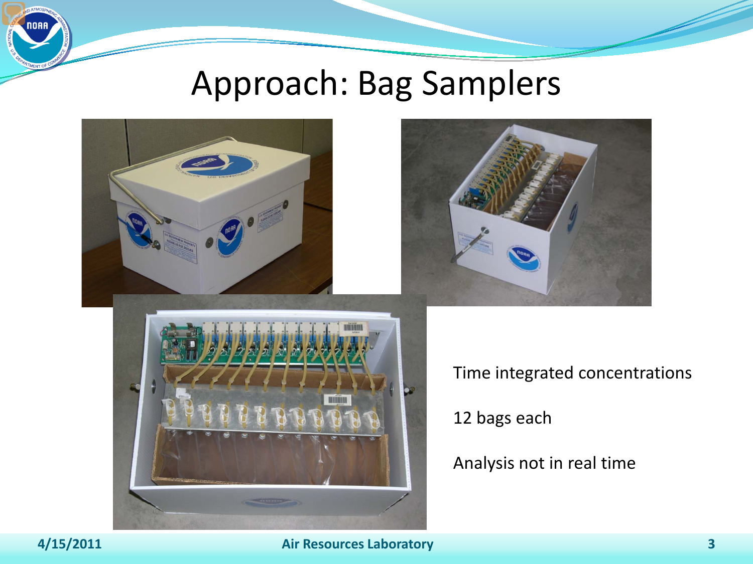# Approach: Bag Samplers

Time integrated concentrations

12 bags each

Analysis not in real time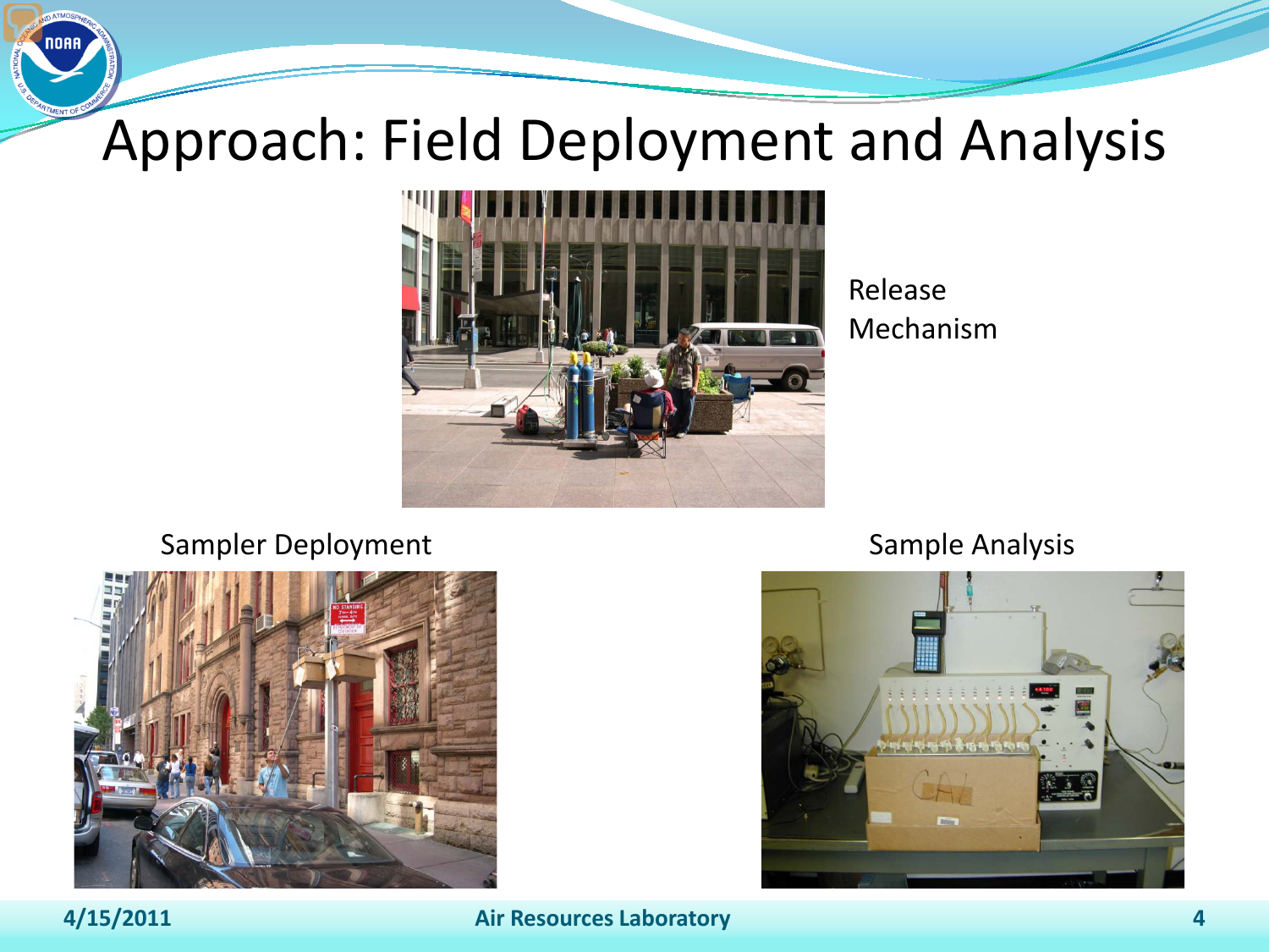# Approach: Field Deployment and Analysis

Release Mechanism

Sampler Deployment

Sample Analysis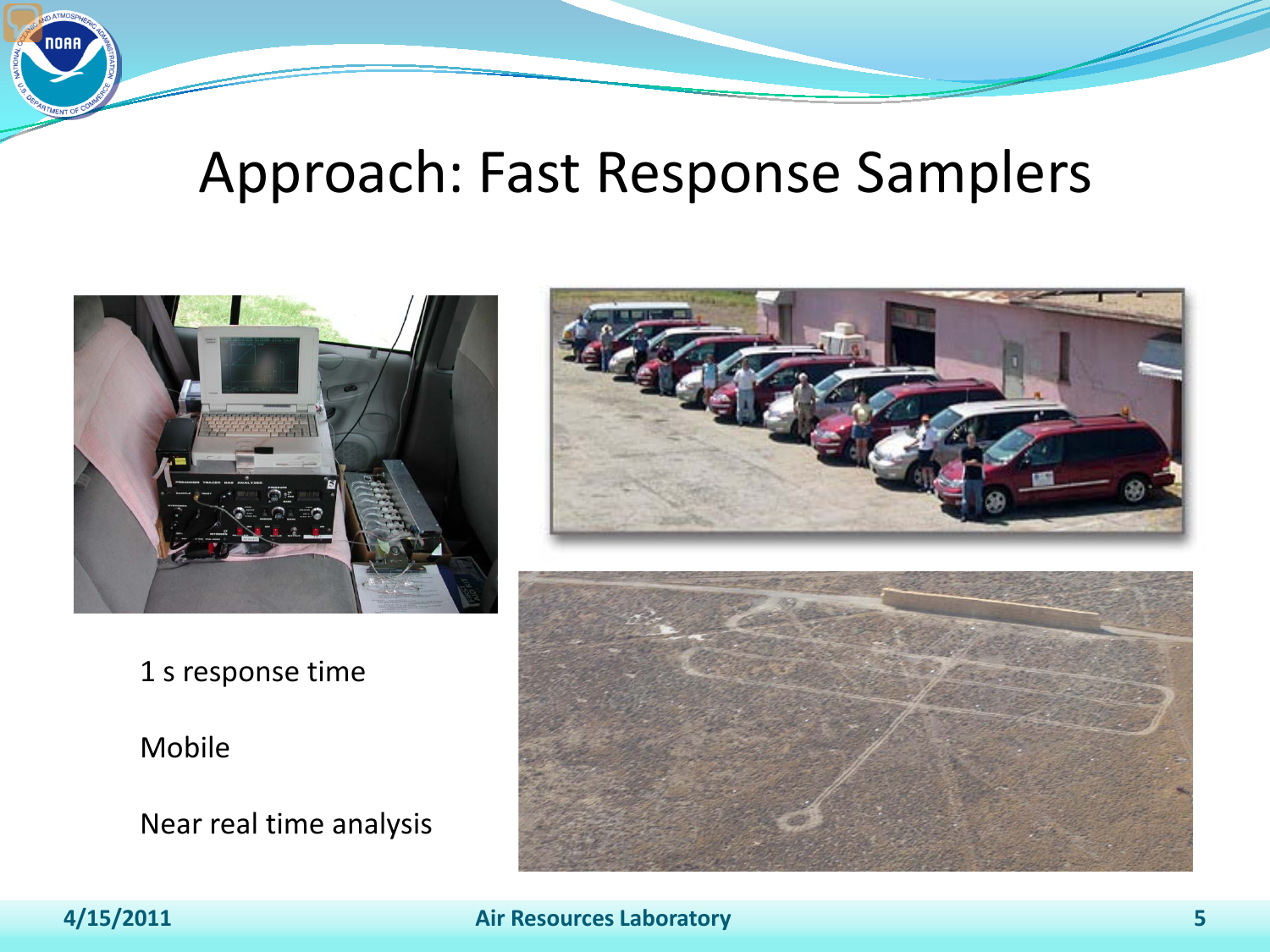# Approach: Fast Response Samplers

1 s response time

Mobile

Near real time analysis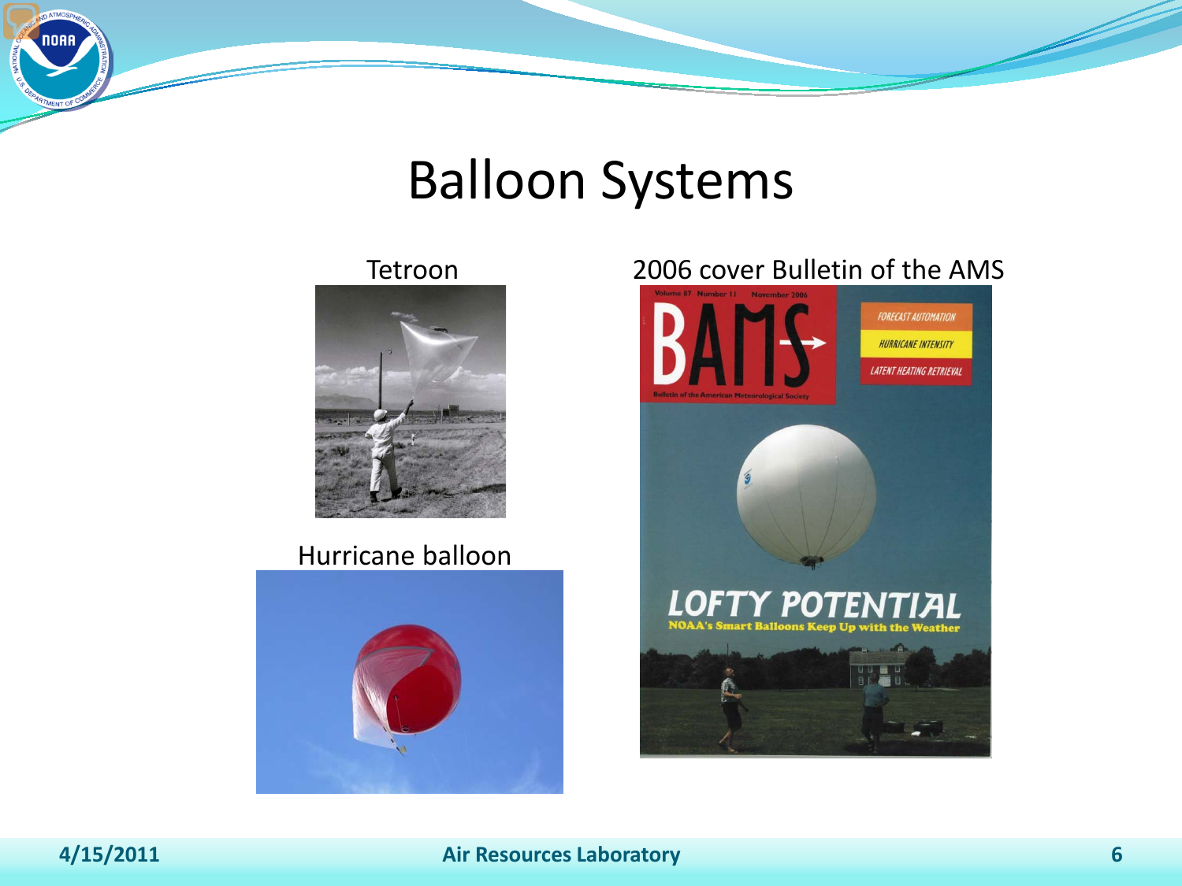# Balloon Systems

Tetroon

Hurricane balloon

2006 cover Bulletin of the AMS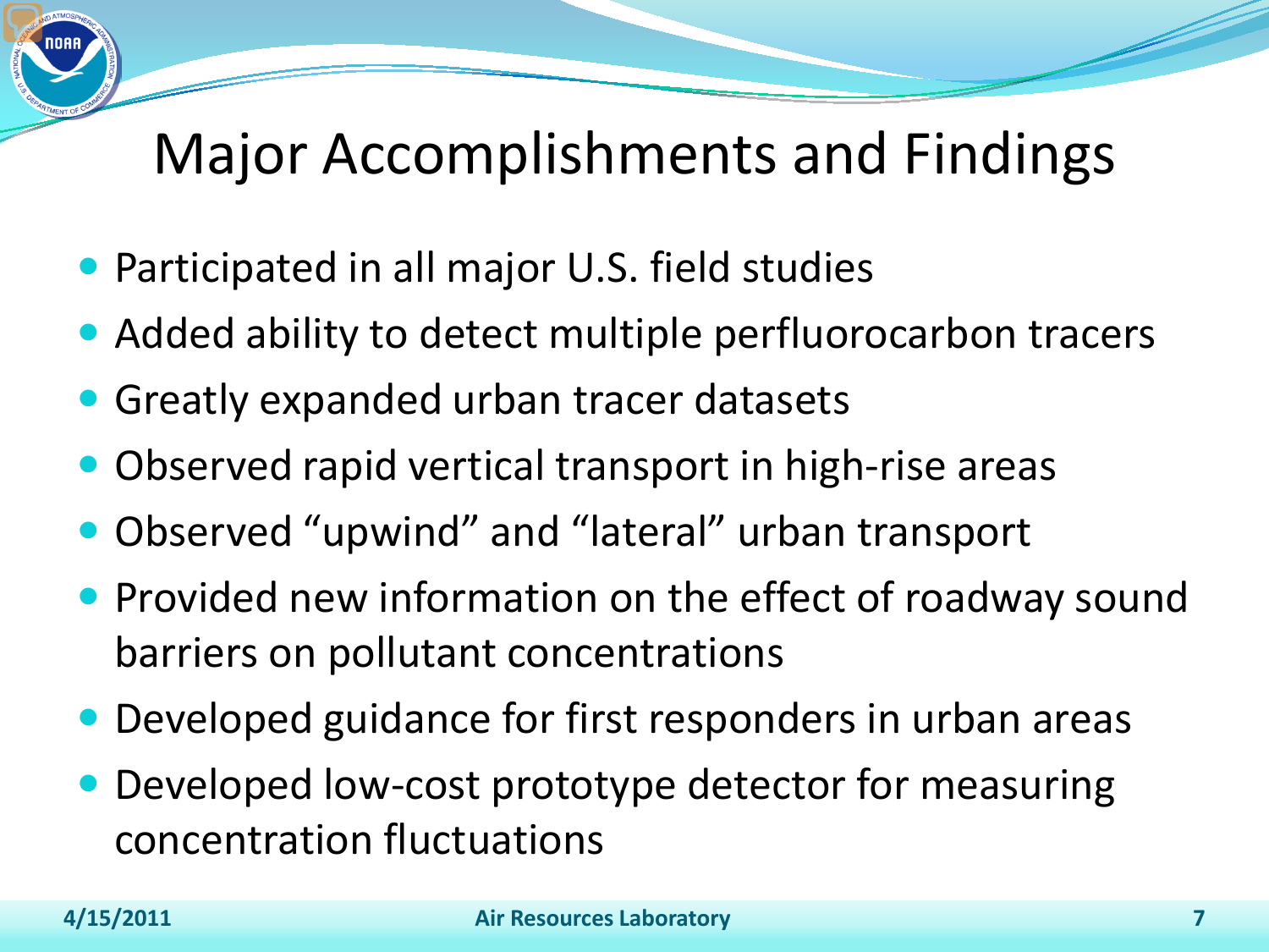# Major Accomplishments and Findings

- Participated in all major U.S. field studies
- Added ability to detect multiple perfluorocarbon tracers
- Greatly expanded urban tracer datasets
- Observed rapid vertical transport in high-rise areas
- Observed “upwind” and “lateral” urban transport
- Provided new information on the effect of roadway sound barriers on pollutant concentrations
- Developed guidance for first responders in urban areas
- Developed low-cost prototype detector for measuring concentration fluctuations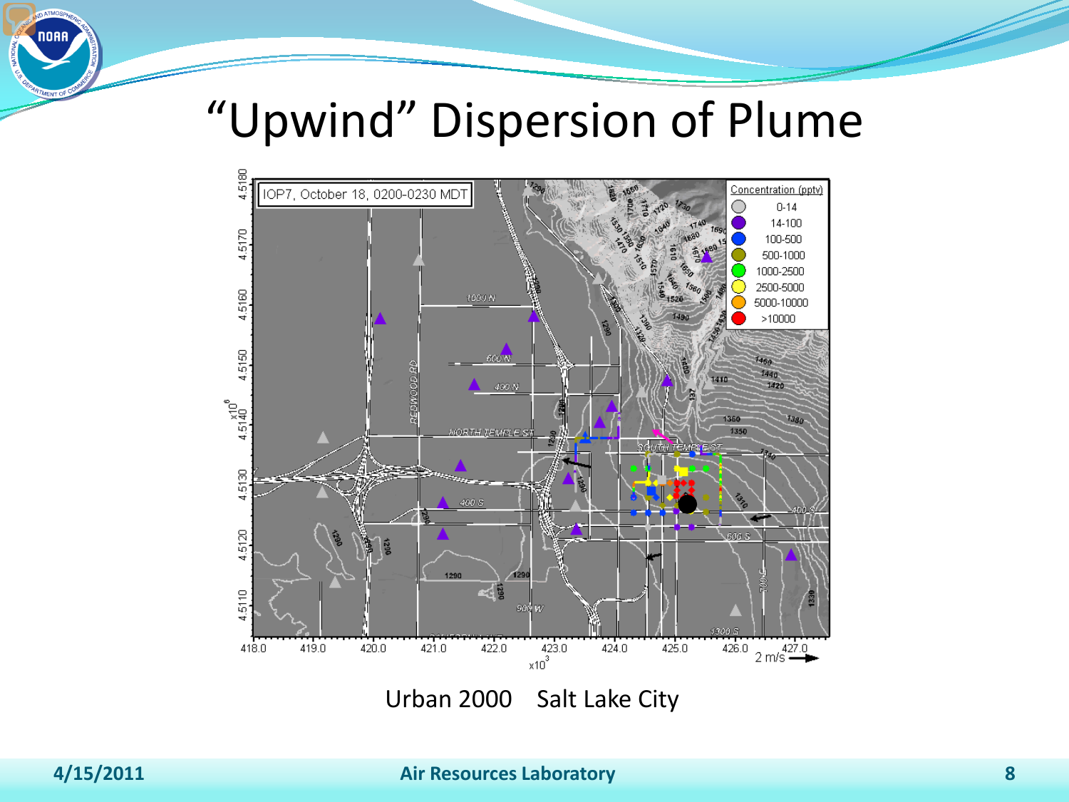# “Upwind” Dispersion of Plume

Urban 2000    Salt Lake City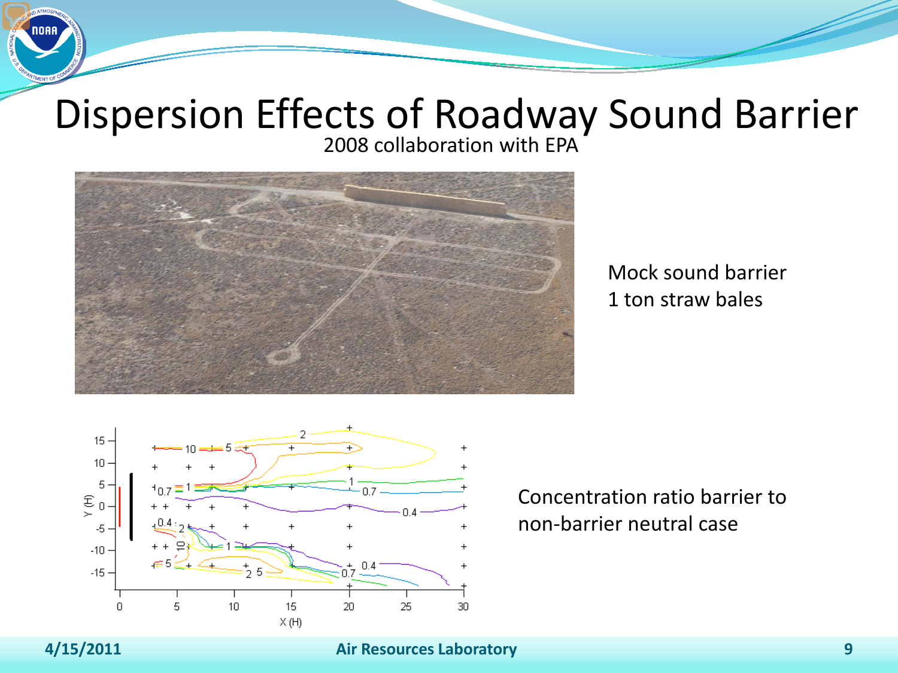# Dispersion Effects of Roadway Sound Barrier

2008 collaboration with EPA

Mock sound barrier
1 ton straw bales

Concentration ratio barrier to non-barrier neutral case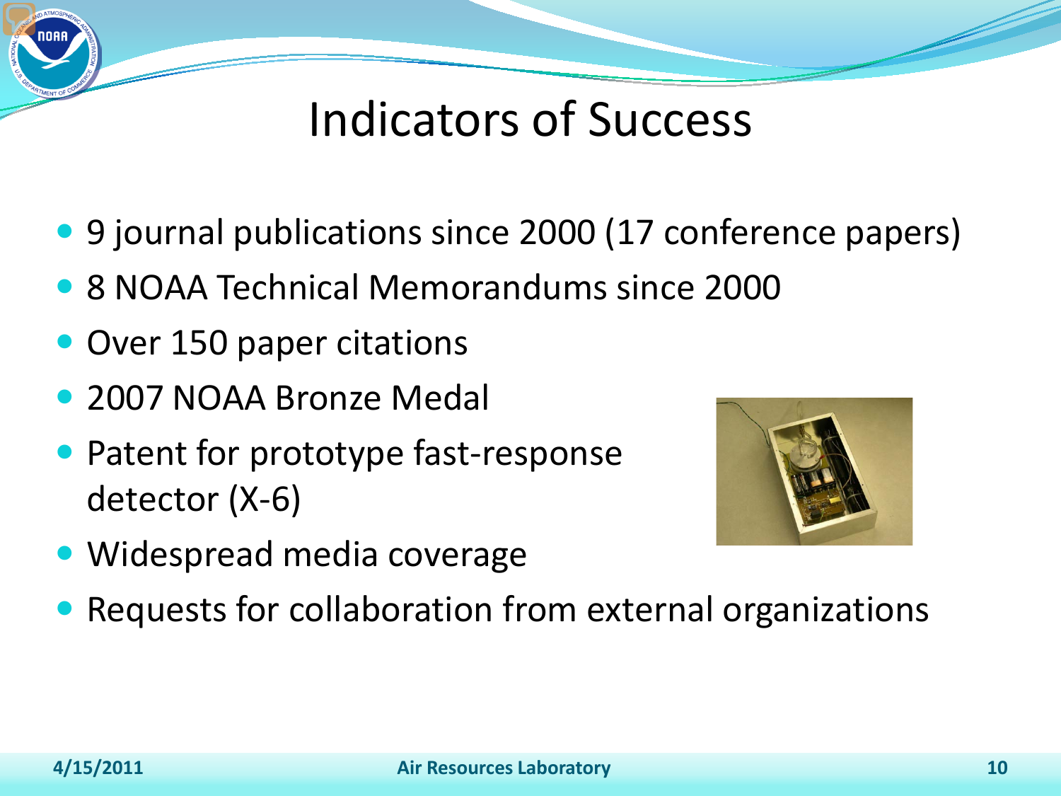# Indicators of Success

- 9 journal publications since 2000 (17 conference papers)
- 8 NOAA Technical Memorandums since 2000
- Over 150 paper citations
- 2007 NOAA Bronze Medal
- Patent for prototype fast-response detector (X-6)
- Widespread media coverage
- Requests for collaboration from external organizations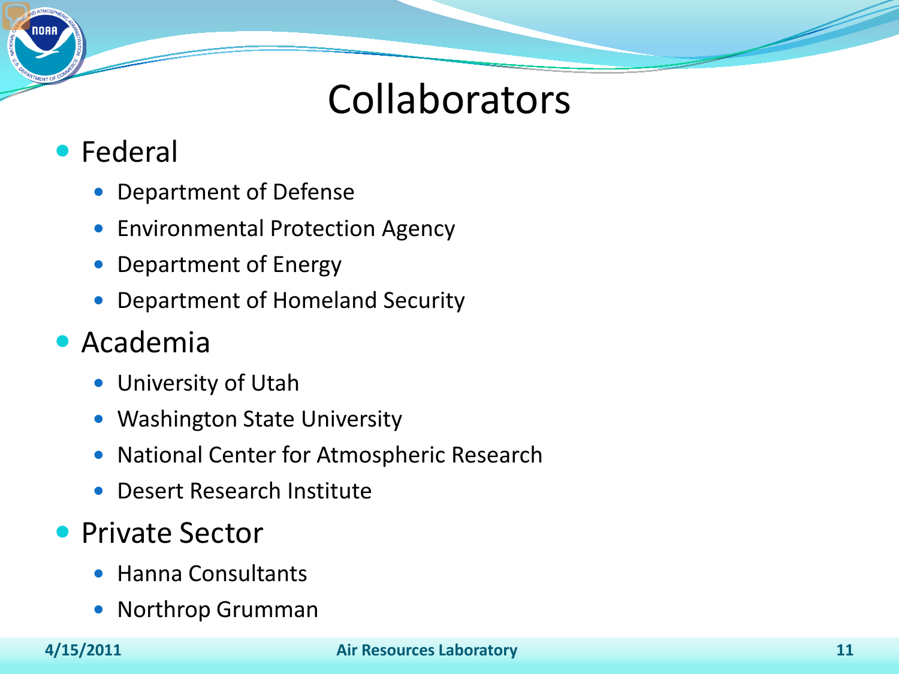# Collaborators

- Federal
  - Department of Defense
  - Environmental Protection Agency
  - Department of Energy
  - Department of Homeland Security
- Academia
  - University of Utah
  - Washington State University
  - National Center for Atmospheric Research
  - Desert Research Institute
- Private Sector
  - Hanna Consultants
  - Northrop Grumman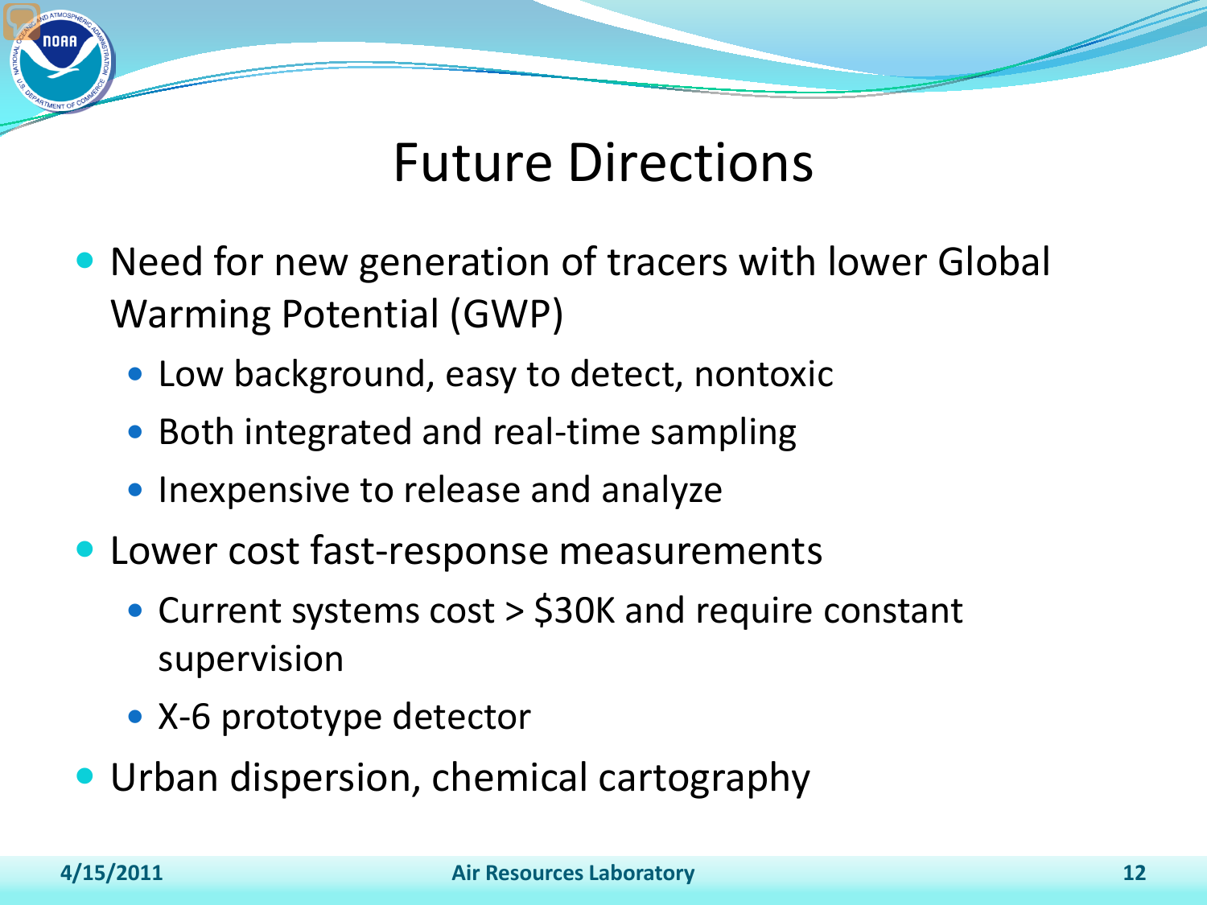# Future Directions

- Need for new generation of tracers with lower Global Warming Potential (GWP)
  - Low background, easy to detect, nontoxic
  - Both integrated and real-time sampling
  - Inexpensive to release and analyze
- Lower cost fast-response measurements
  - Current systems cost > $30K and require constant supervision
  - X-6 prototype detector
- Urban dispersion, chemical cartography